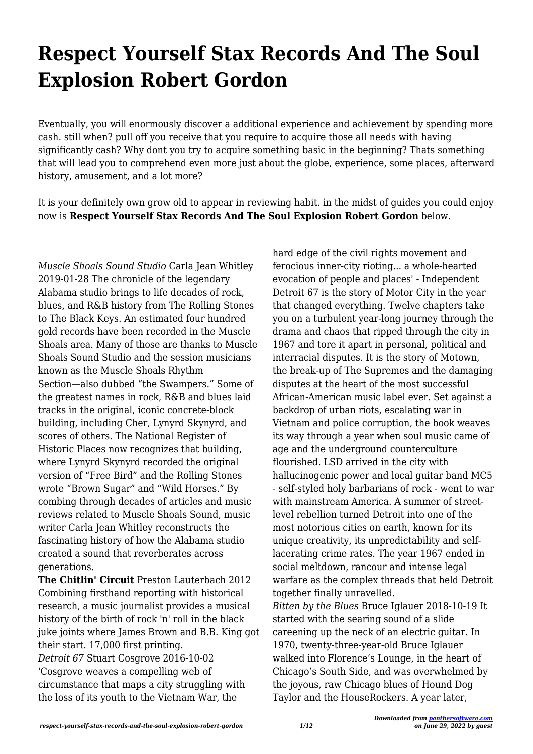# Respect Yourself Stax Records And The Soul Explosion Robert Gordon

Eventually, you will enormously discover a additional experience and achievement by spending more cash. still when? pull off you receive that you require to acquire those all needs with having significantly cash? Why dont you try to acquire something basic in the beginning? Thats something that will lead you to comprehend even more just about the globe, experience, some places, afterward history, amusement, and a lot more?

It is your definitely own grow old to appear in reviewing habit. in the midst of guides you could enjoy now is **Respect Yourself Stax Records And The Soul Explosion Robert Gordon** below.

*Muscle Shoals Sound Studio* Carla Jean Whitley 2019-01-28 The chronicle of the legendary Alabama studio brings to life decades of rock, blues, and R&B history from The Rolling Stones to The Black Keys. An estimated four hundred gold records have been recorded in the Muscle Shoals area. Many of those are thanks to Muscle Shoals Sound Studio and the session musicians known as the Muscle Shoals Rhythm Section—also dubbed "the Swampers." Some of the greatest names in rock, R&B and blues laid tracks in the original, iconic concrete-block building, including Cher, Lynyrd Skynyrd, and scores of others. The National Register of Historic Places now recognizes that building, where Lynyrd Skynyrd recorded the original version of "Free Bird" and the Rolling Stones wrote "Brown Sugar" and "Wild Horses." By combing through decades of articles and music reviews related to Muscle Shoals Sound, music writer Carla Jean Whitley reconstructs the fascinating history of how the Alabama studio created a sound that reverberates across generations.

**The Chitlin' Circuit** Preston Lauterbach 2012 Combining firsthand reporting with historical research, a music journalist provides a musical history of the birth of rock 'n' roll in the black juke joints where James Brown and B.B. King got their start. 17,000 first printing.

*Detroit 67* Stuart Cosgrove 2016-10-02 'Cosgrove weaves a compelling web of circumstance that maps a city struggling with the loss of its youth to the Vietnam War, the hard edge of the civil rights movement and ferocious inner-city rioting... a whole-hearted evocation of people and places' - Independent Detroit 67 is the story of Motor City in the year that changed everything. Twelve chapters take you on a turbulent year-long journey through the drama and chaos that ripped through the city in 1967 and tore it apart in personal, political and interracial disputes. It is the story of Motown, the break-up of The Supremes and the damaging disputes at the heart of the most successful African-American music label ever. Set against a backdrop of urban riots, escalating war in Vietnam and police corruption, the book weaves its way through a year when soul music came of age and the underground counterculture flourished. LSD arrived in the city with hallucinogenic power and local guitar band MC5 - self-styled holy barbarians of rock - went to war with mainstream America. A summer of street-level rebellion turned Detroit into one of the most notorious cities on earth, known for its unique creativity, its unpredictability and self-lacerating crime rates. The year 1967 ended in social meltdown, rancour and intense legal warfare as the complex threads that held Detroit together finally unravelled.

*Bitten by the Blues* Bruce Iglauer 2018-10-19 It started with the searing sound of a slide careening up the neck of an electric guitar. In 1970, twenty-three-year-old Bruce Iglauer walked into Florence's Lounge, in the heart of Chicago's South Side, and was overwhelmed by the joyous, raw Chicago blues of Hound Dog Taylor and the HouseRockers. A year later,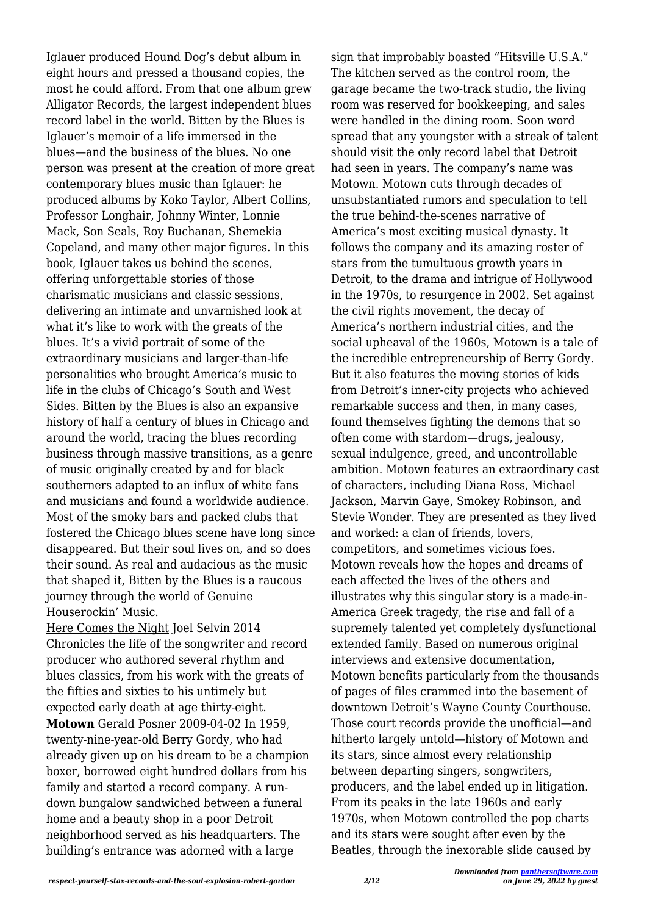Iglauer produced Hound Dog's debut album in eight hours and pressed a thousand copies, the most he could afford. From that one album grew Alligator Records, the largest independent blues record label in the world. Bitten by the Blues is Iglauer's memoir of a life immersed in the blues—and the business of the blues. No one person was present at the creation of more great contemporary blues music than Iglauer: he produced albums by Koko Taylor, Albert Collins, Professor Longhair, Johnny Winter, Lonnie Mack, Son Seals, Roy Buchanan, Shemekia Copeland, and many other major figures. In this book, Iglauer takes us behind the scenes, offering unforgettable stories of those charismatic musicians and classic sessions, delivering an intimate and unvarnished look at what it's like to work with the greats of the blues. It's a vivid portrait of some of the extraordinary musicians and larger-than-life personalities who brought America's music to life in the clubs of Chicago's South and West Sides. Bitten by the Blues is also an expansive history of half a century of blues in Chicago and around the world, tracing the blues recording business through massive transitions, as a genre of music originally created by and for black southerners adapted to an influx of white fans and musicians and found a worldwide audience. Most of the smoky bars and packed clubs that fostered the Chicago blues scene have long since disappeared. But their soul lives on, and so does their sound. As real and audacious as the music that shaped it, Bitten by the Blues is a raucous journey through the world of Genuine Houserockin' Music.

Here Comes the Night Joel Selvin 2014 Chronicles the life of the songwriter and record producer who authored several rhythm and blues classics, from his work with the greats of the fifties and sixties to his untimely but expected early death at age thirty-eight.

**Motown** Gerald Posner 2009-04-02 In 1959, twenty-nine-year-old Berry Gordy, who had already given up on his dream to be a champion boxer, borrowed eight hundred dollars from his family and started a record company. A run-down bungalow sandwiched between a funeral home and a beauty shop in a poor Detroit neighborhood served as his headquarters. The building's entrance was adorned with a large sign that improbably boasted "Hitsville U.S.A." The kitchen served as the control room, the garage became the two-track studio, the living room was reserved for bookkeeping, and sales were handled in the dining room. Soon word spread that any youngster with a streak of talent should visit the only record label that Detroit had seen in years. The company's name was Motown. Motown cuts through decades of unsubstantiated rumors and speculation to tell the true behind-the-scenes narrative of America's most exciting musical dynasty. It follows the company and its amazing roster of stars from the tumultuous growth years in Detroit, to the drama and intrigue of Hollywood in the 1970s, to resurgence in 2002. Set against the civil rights movement, the decay of America's northern industrial cities, and the social upheaval of the 1960s, Motown is a tale of the incredible entrepreneurship of Berry Gordy. But it also features the moving stories of kids from Detroit's inner-city projects who achieved remarkable success and then, in many cases, found themselves fighting the demons that so often come with stardom—drugs, jealousy, sexual indulgence, greed, and uncontrollable ambition. Motown features an extraordinary cast of characters, including Diana Ross, Michael Jackson, Marvin Gaye, Smokey Robinson, and Stevie Wonder. They are presented as they lived and worked: a clan of friends, lovers, competitors, and sometimes vicious foes. Motown reveals how the hopes and dreams of each affected the lives of the others and illustrates why this singular story is a made-in-America Greek tragedy, the rise and fall of a supremely talented yet completely dysfunctional extended family. Based on numerous original interviews and extensive documentation, Motown benefits particularly from the thousands of pages of files crammed into the basement of downtown Detroit's Wayne County Courthouse. Those court records provide the unofficial—and hitherto largely untold—history of Motown and its stars, since almost every relationship between departing singers, songwriters, producers, and the label ended up in litigation. From its peaks in the late 1960s and early 1970s, when Motown controlled the pop charts and its stars were sought after even by the Beatles, through the inexorable slide caused by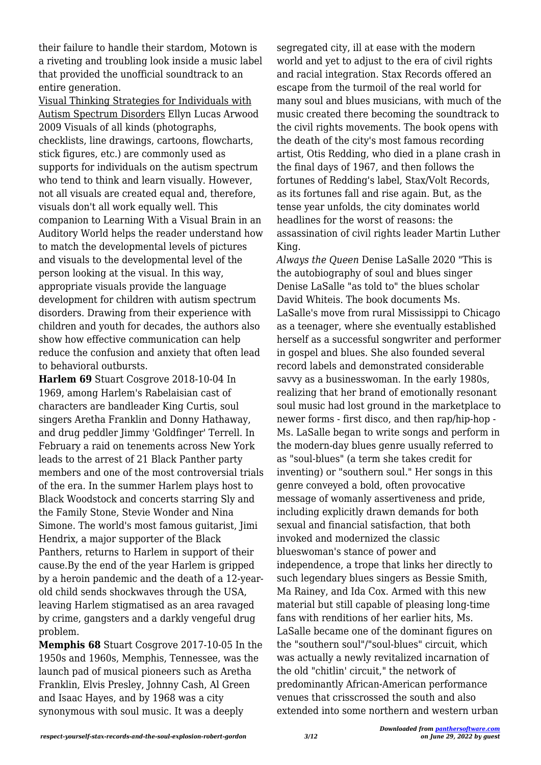their failure to handle their stardom, Motown is a riveting and troubling look inside a music label that provided the unofficial soundtrack to an entire generation.

Visual Thinking Strategies for Individuals with Autism Spectrum Disorders Ellyn Lucas Arwood 2009 Visuals of all kinds (photographs, checklists, line drawings, cartoons, flowcharts, stick figures, etc.) are commonly used as supports for individuals on the autism spectrum who tend to think and learn visually. However, not all visuals are created equal and, therefore, visuals don't all work equally well. This companion to Learning With a Visual Brain in an Auditory World helps the reader understand how to match the developmental levels of pictures and visuals to the developmental level of the person looking at the visual. In this way, appropriate visuals provide the language development for children with autism spectrum disorders. Drawing from their experience with children and youth for decades, the authors also show how effective communication can help reduce the confusion and anxiety that often lead to behavioral outbursts.

**Harlem 69** Stuart Cosgrove 2018-10-04 In 1969, among Harlem's Rabelaisian cast of characters are bandleader King Curtis, soul singers Aretha Franklin and Donny Hathaway, and drug peddler Jimmy 'Goldfinger' Terrell. In February a raid on tenements across New York leads to the arrest of 21 Black Panther party members and one of the most controversial trials of the era. In the summer Harlem plays host to Black Woodstock and concerts starring Sly and the Family Stone, Stevie Wonder and Nina Simone. The world's most famous guitarist, Jimi Hendrix, a major supporter of the Black Panthers, returns to Harlem in support of their cause.By the end of the year Harlem is gripped by a heroin pandemic and the death of a 12-year-old child sends shockwaves through the USA, leaving Harlem stigmatised as an area ravaged by crime, gangsters and a darkly vengeful drug problem.

**Memphis 68** Stuart Cosgrove 2017-10-05 In the 1950s and 1960s, Memphis, Tennessee, was the launch pad of musical pioneers such as Aretha Franklin, Elvis Presley, Johnny Cash, Al Green and Isaac Hayes, and by 1968 was a city synonymous with soul music. It was a deeply segregated city, ill at ease with the modern world and yet to adjust to the era of civil rights and racial integration. Stax Records offered an escape from the turmoil of the real world for many soul and blues musicians, with much of the music created there becoming the soundtrack to the civil rights movements. The book opens with the death of the city's most famous recording artist, Otis Redding, who died in a plane crash in the final days of 1967, and then follows the fortunes of Redding's label, Stax/Volt Records, as its fortunes fall and rise again. But, as the tense year unfolds, the city dominates world headlines for the worst of reasons: the assassination of civil rights leader Martin Luther King.

*Always the Queen* Denise LaSalle 2020 "This is the autobiography of soul and blues singer Denise LaSalle "as told to" the blues scholar David Whiteis. The book documents Ms. LaSalle's move from rural Mississippi to Chicago as a teenager, where she eventually established herself as a successful songwriter and performer in gospel and blues. She also founded several record labels and demonstrated considerable savvy as a businesswoman. In the early 1980s, realizing that her brand of emotionally resonant soul music had lost ground in the marketplace to newer forms - first disco, and then rap/hip-hop - Ms. LaSalle began to write songs and perform in the modern-day blues genre usually referred to as "soul-blues" (a term she takes credit for inventing) or "southern soul." Her songs in this genre conveyed a bold, often provocative message of womanly assertiveness and pride, including explicitly drawn demands for both sexual and financial satisfaction, that both invoked and modernized the classic blueswoman's stance of power and independence, a trope that links her directly to such legendary blues singers as Bessie Smith, Ma Rainey, and Ida Cox. Armed with this new material but still capable of pleasing long-time fans with renditions of her earlier hits, Ms. LaSalle became one of the dominant figures on the "southern soul"/"soul-blues" circuit, which was actually a newly revitalized incarnation of the old "chitlin' circuit," the network of predominantly African-American performance venues that crisscrossed the south and also extended into some northern and western urban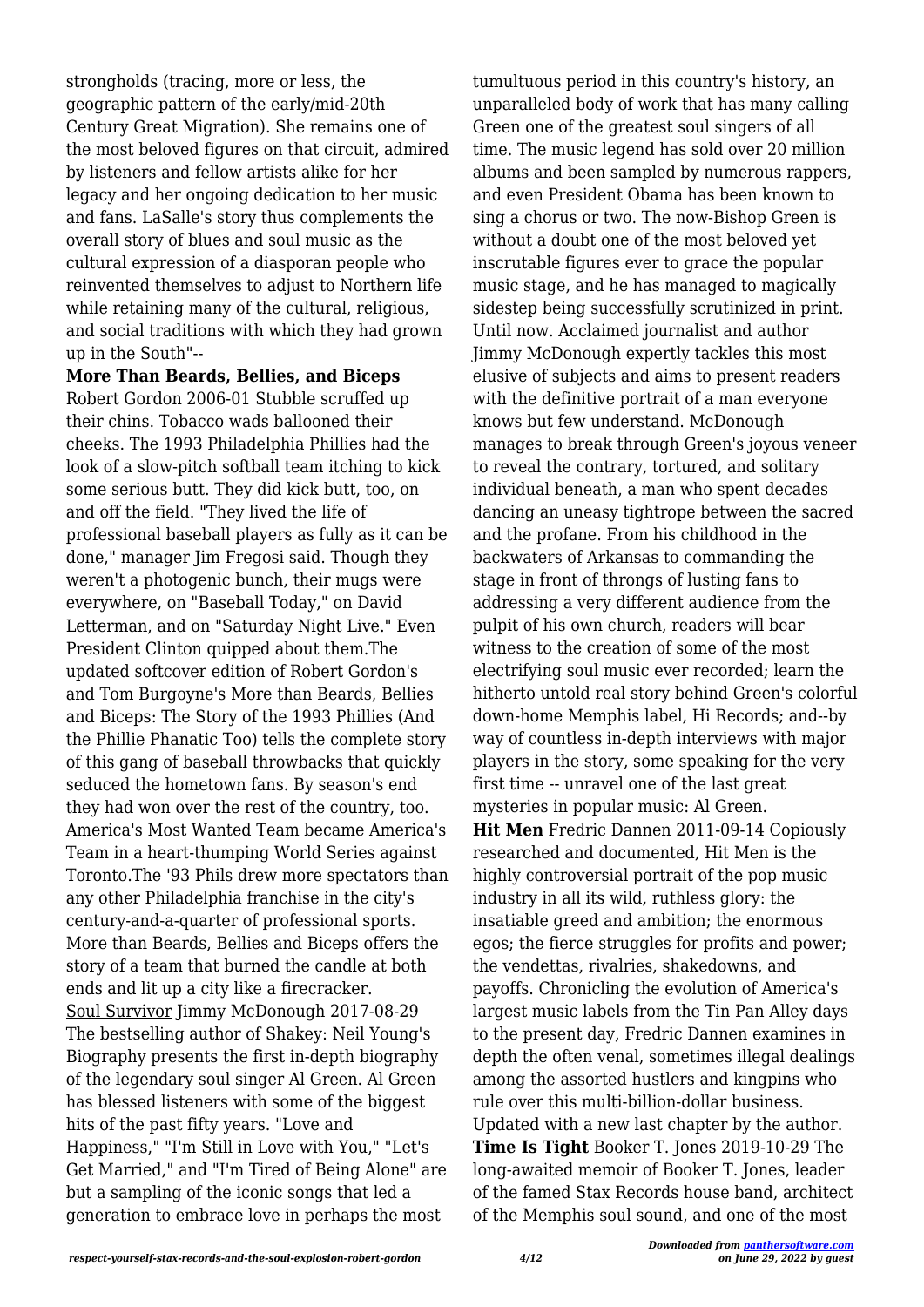strongholds (tracing, more or less, the geographic pattern of the early/mid-20th Century Great Migration). She remains one of the most beloved figures on that circuit, admired by listeners and fellow artists alike for her legacy and her ongoing dedication to her music and fans. LaSalle's story thus complements the overall story of blues and soul music as the cultural expression of a diasporan people who reinvented themselves to adjust to Northern life while retaining many of the cultural, religious, and social traditions with which they had grown up in the South"--

**More Than Beards, Bellies, and Biceps** Robert Gordon 2006-01 Stubble scruffed up their chins. Tobacco wads ballooned their cheeks. The 1993 Philadelphia Phillies had the look of a slow-pitch softball team itching to kick some serious butt. They did kick butt, too, on and off the field. "They lived the life of professional baseball players as fully as it can be done," manager Jim Fregosi said. Though they weren't a photogenic bunch, their mugs were everywhere, on "Baseball Today," on David Letterman, and on "Saturday Night Live." Even President Clinton quipped about them.The updated softcover edition of Robert Gordon's and Tom Burgoyne's More than Beards, Bellies and Biceps: The Story of the 1993 Phillies (And the Phillie Phanatic Too) tells the complete story of this gang of baseball throwbacks that quickly seduced the hometown fans. By season's end they had won over the rest of the country, too. America's Most Wanted Team became America's Team in a heart-thumping World Series against Toronto.The '93 Phils drew more spectators than any other Philadelphia franchise in the city's century-and-a-quarter of professional sports. More than Beards, Bellies and Biceps offers the story of a team that burned the candle at both ends and lit up a city like a firecracker.

Soul Survivor Jimmy McDonough 2017-08-29 The bestselling author of Shakey: Neil Young's Biography presents the first in-depth biography of the legendary soul singer Al Green. Al Green has blessed listeners with some of the biggest hits of the past fifty years. "Love and Happiness," "I'm Still in Love with You," "Let's Get Married," and "I'm Tired of Being Alone" are but a sampling of the iconic songs that led a generation to embrace love in perhaps the most tumultuous period in this country's history, an unparalleled body of work that has many calling Green one of the greatest soul singers of all time. The music legend has sold over 20 million albums and been sampled by numerous rappers, and even President Obama has been known to sing a chorus or two. The now-Bishop Green is without a doubt one of the most beloved yet inscrutable figures ever to grace the popular music stage, and he has managed to magically sidestep being successfully scrutinized in print. Until now. Acclaimed journalist and author Jimmy McDonough expertly tackles this most elusive of subjects and aims to present readers with the definitive portrait of a man everyone knows but few understand. McDonough manages to break through Green's joyous veneer to reveal the contrary, tortured, and solitary individual beneath, a man who spent decades dancing an uneasy tightrope between the sacred and the profane. From his childhood in the backwaters of Arkansas to commanding the stage in front of throngs of lusting fans to addressing a very different audience from the pulpit of his own church, readers will bear witness to the creation of some of the most electrifying soul music ever recorded; learn the hitherto untold real story behind Green's colorful down-home Memphis label, Hi Records; and--by way of countless in-depth interviews with major players in the story, some speaking for the very first time -- unravel one of the last great mysteries in popular music: Al Green.

**Hit Men** Fredric Dannen 2011-09-14 Copiously researched and documented, Hit Men is the highly controversial portrait of the pop music industry in all its wild, ruthless glory: the insatiable greed and ambition; the enormous egos; the fierce struggles for profits and power; the vendettas, rivalries, shakedowns, and payoffs. Chronicling the evolution of America's largest music labels from the Tin Pan Alley days to the present day, Fredric Dannen examines in depth the often venal, sometimes illegal dealings among the assorted hustlers and kingpins who rule over this multi-billion-dollar business. Updated with a new last chapter by the author.

**Time Is Tight** Booker T. Jones 2019-10-29 The long-awaited memoir of Booker T. Jones, leader of the famed Stax Records house band, architect of the Memphis soul sound, and one of the most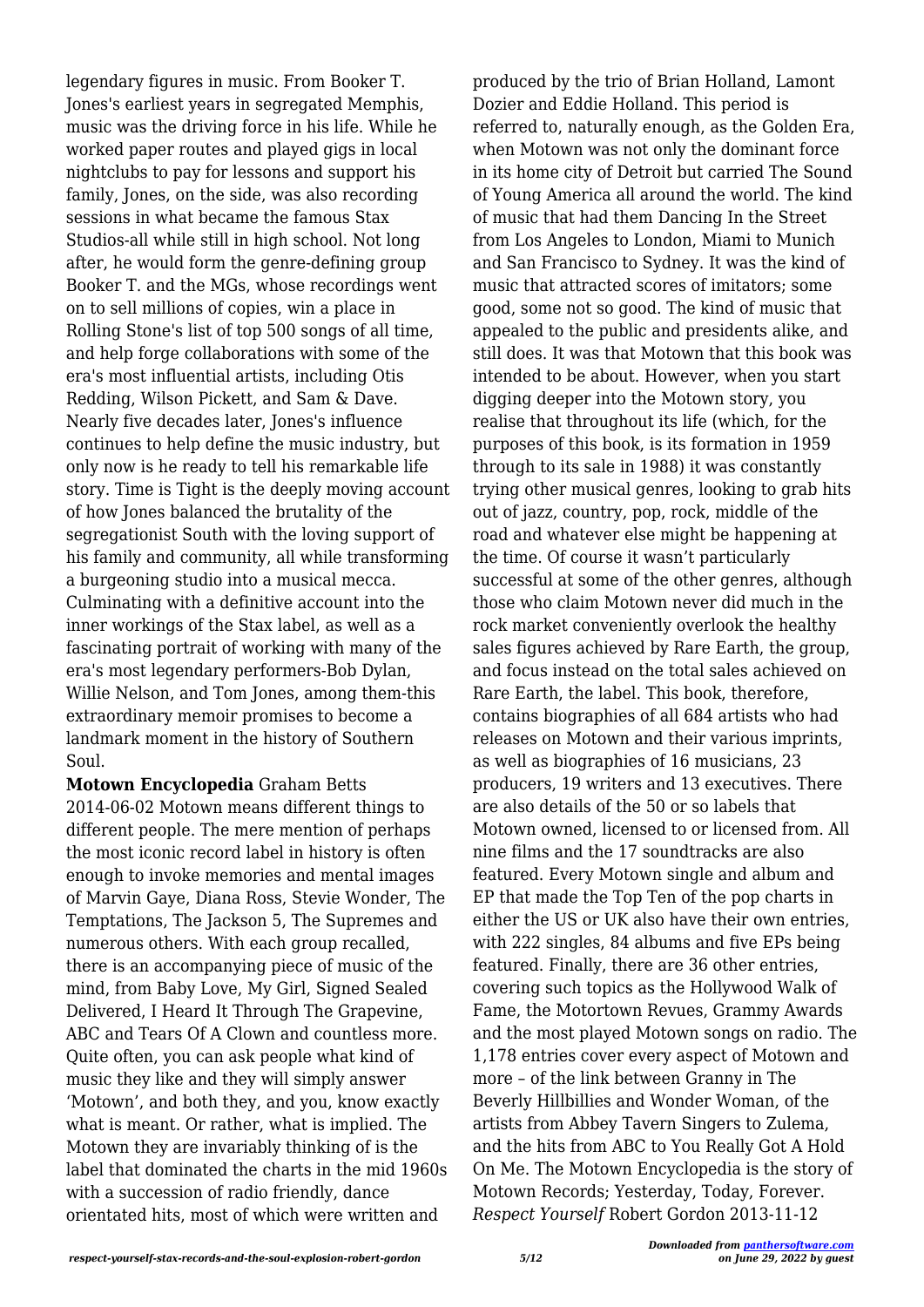legendary figures in music. From Booker T. Jones's earliest years in segregated Memphis, music was the driving force in his life. While he worked paper routes and played gigs in local nightclubs to pay for lessons and support his family, Jones, on the side, was also recording sessions in what became the famous Stax Studios-all while still in high school. Not long after, he would form the genre-defining group Booker T. and the MGs, whose recordings went on to sell millions of copies, win a place in Rolling Stone's list of top 500 songs of all time, and help forge collaborations with some of the era's most influential artists, including Otis Redding, Wilson Pickett, and Sam & Dave. Nearly five decades later, Jones's influence continues to help define the music industry, but only now is he ready to tell his remarkable life story. Time is Tight is the deeply moving account of how Jones balanced the brutality of the segregationist South with the loving support of his family and community, all while transforming a burgeoning studio into a musical mecca. Culminating with a definitive account into the inner workings of the Stax label, as well as a fascinating portrait of working with many of the era's most legendary performers-Bob Dylan, Willie Nelson, and Tom Jones, among them-this extraordinary memoir promises to become a landmark moment in the history of Southern Soul.

**Motown Encyclopedia** Graham Betts 2014-06-02 Motown means different things to different people. The mere mention of perhaps the most iconic record label in history is often enough to invoke memories and mental images of Marvin Gaye, Diana Ross, Stevie Wonder, The Temptations, The Jackson 5, The Supremes and numerous others. With each group recalled, there is an accompanying piece of music of the mind, from Baby Love, My Girl, Signed Sealed Delivered, I Heard It Through The Grapevine, ABC and Tears Of A Clown and countless more. Quite often, you can ask people what kind of music they like and they will simply answer 'Motown', and both they, and you, know exactly what is meant. Or rather, what is implied. The Motown they are invariably thinking of is the label that dominated the charts in the mid 1960s with a succession of radio friendly, dance orientated hits, most of which were written and produced by the trio of Brian Holland, Lamont Dozier and Eddie Holland. This period is referred to, naturally enough, as the Golden Era, when Motown was not only the dominant force in its home city of Detroit but carried The Sound of Young America all around the world. The kind of music that had them Dancing In the Street from Los Angeles to London, Miami to Munich and San Francisco to Sydney. It was the kind of music that attracted scores of imitators; some good, some not so good. The kind of music that appealed to the public and presidents alike, and still does. It was that Motown that this book was intended to be about. However, when you start digging deeper into the Motown story, you realise that throughout its life (which, for the purposes of this book, is its formation in 1959 through to its sale in 1988) it was constantly trying other musical genres, looking to grab hits out of jazz, country, pop, rock, middle of the road and whatever else might be happening at the time. Of course it wasn't particularly successful at some of the other genres, although those who claim Motown never did much in the rock market conveniently overlook the healthy sales figures achieved by Rare Earth, the group, and focus instead on the total sales achieved on Rare Earth, the label. This book, therefore, contains biographies of all 684 artists who had releases on Motown and their various imprints, as well as biographies of 16 musicians, 23 producers, 19 writers and 13 executives. There are also details of the 50 or so labels that Motown owned, licensed to or licensed from. All nine films and the 17 soundtracks are also featured. Every Motown single and album and EP that made the Top Ten of the pop charts in either the US or UK also have their own entries, with 222 singles, 84 albums and five EPs being featured. Finally, there are 36 other entries, covering such topics as the Hollywood Walk of Fame, the Motortown Revues, Grammy Awards and the most played Motown songs on radio. The 1,178 entries cover every aspect of Motown and more – of the link between Granny in The Beverly Hillbillies and Wonder Woman, of the artists from Abbey Tavern Singers to Zulema, and the hits from ABC to You Really Got A Hold On Me. The Motown Encyclopedia is the story of Motown Records; Yesterday, Today, Forever.

*Respect Yourself* Robert Gordon 2013-11-12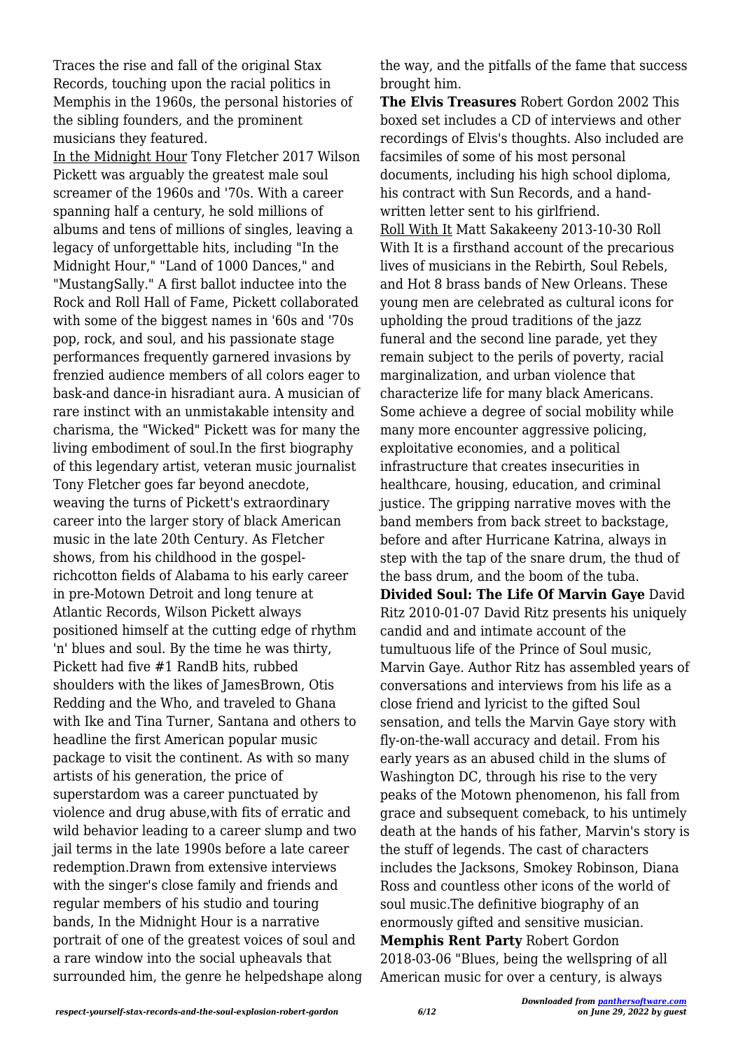Traces the rise and fall of the original Stax Records, touching upon the racial politics in Memphis in the 1960s, the personal histories of the sibling founders, and the prominent musicians they featured.

In the Midnight Hour Tony Fletcher 2017 Wilson Pickett was arguably the greatest male soul screamer of the 1960s and '70s. With a career spanning half a century, he sold millions of albums and tens of millions of singles, leaving a legacy of unforgettable hits, including "In the Midnight Hour," "Land of 1000 Dances," and "MustangSally." A first ballot inductee into the Rock and Roll Hall of Fame, Pickett collaborated with some of the biggest names in '60s and '70s pop, rock, and soul, and his passionate stage performances frequently garnered invasions by frenzied audience members of all colors eager to bask-and dance-in hisradiant aura. A musician of rare instinct with an unmistakable intensity and charisma, the "Wicked" Pickett was for many the living embodiment of soul.In the first biography of this legendary artist, veteran music journalist Tony Fletcher goes far beyond anecdote, weaving the turns of Pickett's extraordinary career into the larger story of black American music in the late 20th Century. As Fletcher shows, from his childhood in the gospel-richcotton fields of Alabama to his early career in pre-Motown Detroit and long tenure at Atlantic Records, Wilson Pickett always positioned himself at the cutting edge of rhythm 'n' blues and soul. By the time he was thirty, Pickett had five #1 RandB hits, rubbed shoulders with the likes of JamesBrown, Otis Redding and the Who, and traveled to Ghana with Ike and Tina Turner, Santana and others to headline the first American popular music package to visit the continent. As with so many artists of his generation, the price of superstardom was a career punctuated by violence and drug abuse,with fits of erratic and wild behavior leading to a career slump and two jail terms in the late 1990s before a late career redemption.Drawn from extensive interviews with the singer's close family and friends and regular members of his studio and touring bands, In the Midnight Hour is a narrative portrait of one of the greatest voices of soul and a rare window into the social upheavals that surrounded him, the genre he helpedshape along the way, and the pitfalls of the fame that success brought him.

**The Elvis Treasures** Robert Gordon 2002 This boxed set includes a CD of interviews and other recordings of Elvis's thoughts. Also included are facsimiles of some of his most personal documents, including his high school diploma, his contract with Sun Records, and a hand-written letter sent to his girlfriend.

Roll With It Matt Sakakeeny 2013-10-30 Roll With It is a firsthand account of the precarious lives of musicians in the Rebirth, Soul Rebels, and Hot 8 brass bands of New Orleans. These young men are celebrated as cultural icons for upholding the proud traditions of the jazz funeral and the second line parade, yet they remain subject to the perils of poverty, racial marginalization, and urban violence that characterize life for many black Americans. Some achieve a degree of social mobility while many more encounter aggressive policing, exploitative economies, and a political infrastructure that creates insecurities in healthcare, housing, education, and criminal justice. The gripping narrative moves with the band members from back street to backstage, before and after Hurricane Katrina, always in step with the tap of the snare drum, the thud of the bass drum, and the boom of the tuba.

**Divided Soul: The Life Of Marvin Gaye** David Ritz 2010-01-07 David Ritz presents his uniquely candid and and intimate account of the tumultuous life of the Prince of Soul music, Marvin Gaye. Author Ritz has assembled years of conversations and interviews from his life as a close friend and lyricist to the gifted Soul sensation, and tells the Marvin Gaye story with fly-on-the-wall accuracy and detail. From his early years as an abused child in the slums of Washington DC, through his rise to the very peaks of the Motown phenomenon, his fall from grace and subsequent comeback, to his untimely death at the hands of his father, Marvin's story is the stuff of legends. The cast of characters includes the Jacksons, Smokey Robinson, Diana Ross and countless other icons of the world of soul music.The definitive biography of an enormously gifted and sensitive musician.

**Memphis Rent Party** Robert Gordon 2018-03-06 "Blues, being the wellspring of all American music for over a century, is always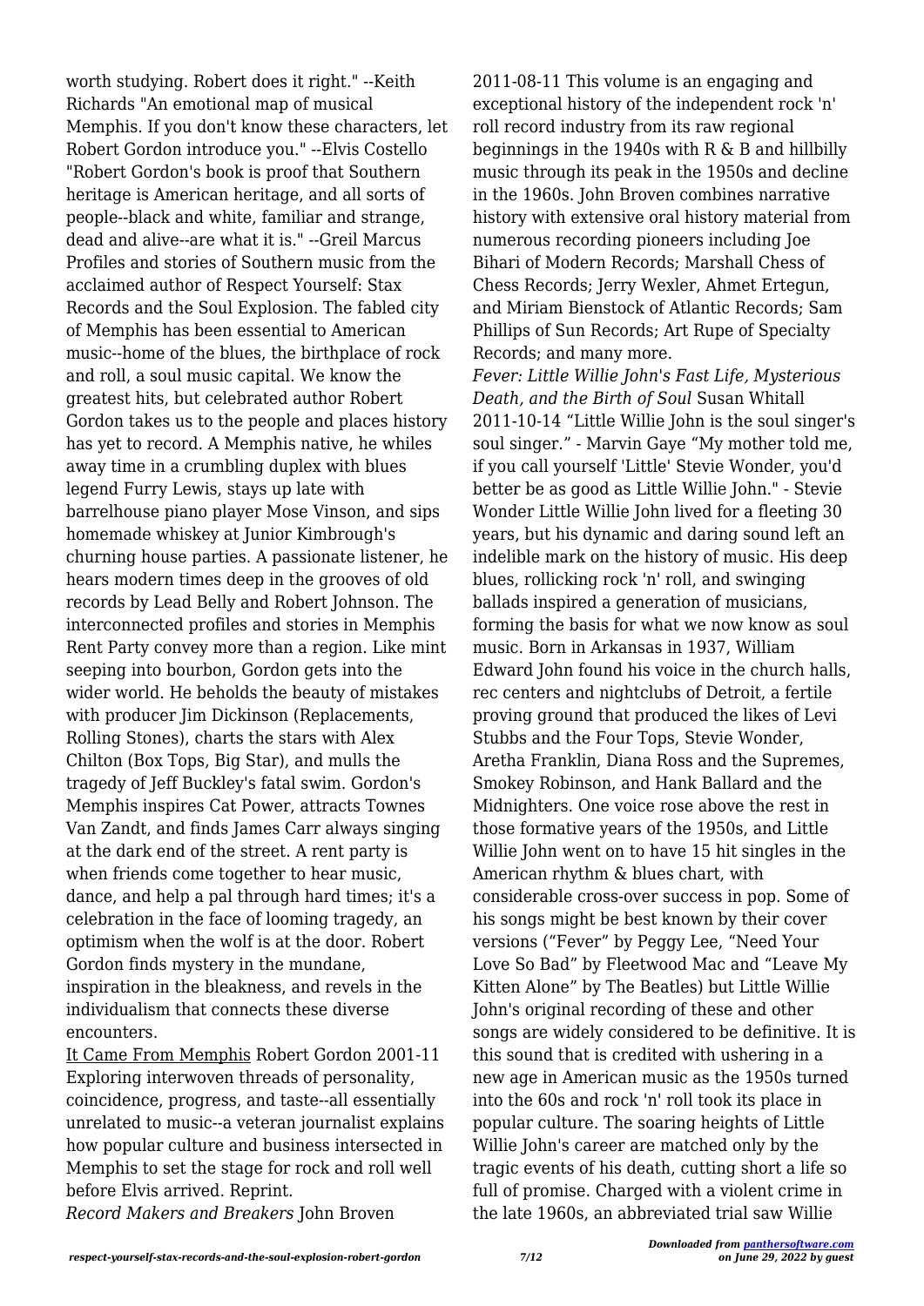worth studying. Robert does it right." --Keith Richards "An emotional map of musical Memphis. If you don't know these characters, let Robert Gordon introduce you." --Elvis Costello "Robert Gordon's book is proof that Southern heritage is American heritage, and all sorts of people--black and white, familiar and strange, dead and alive--are what it is." --Greil Marcus Profiles and stories of Southern music from the acclaimed author of Respect Yourself: Stax Records and the Soul Explosion. The fabled city of Memphis has been essential to American music--home of the blues, the birthplace of rock and roll, a soul music capital. We know the greatest hits, but celebrated author Robert Gordon takes us to the people and places history has yet to record. A Memphis native, he whiles away time in a crumbling duplex with blues legend Furry Lewis, stays up late with barrelhouse piano player Mose Vinson, and sips homemade whiskey at Junior Kimbrough's churning house parties. A passionate listener, he hears modern times deep in the grooves of old records by Lead Belly and Robert Johnson. The interconnected profiles and stories in Memphis Rent Party convey more than a region. Like mint seeping into bourbon, Gordon gets into the wider world. He beholds the beauty of mistakes with producer Jim Dickinson (Replacements, Rolling Stones), charts the stars with Alex Chilton (Box Tops, Big Star), and mulls the tragedy of Jeff Buckley's fatal swim. Gordon's Memphis inspires Cat Power, attracts Townes Van Zandt, and finds James Carr always singing at the dark end of the street. A rent party is when friends come together to hear music, dance, and help a pal through hard times; it's a celebration in the face of looming tragedy, an optimism when the wolf is at the door. Robert Gordon finds mystery in the mundane, inspiration in the bleakness, and revels in the individualism that connects these diverse encounters.

It Came From Memphis Robert Gordon 2001-11 Exploring interwoven threads of personality, coincidence, progress, and taste--all essentially unrelated to music--a veteran journalist explains how popular culture and business intersected in Memphis to set the stage for rock and roll well before Elvis arrived. Reprint.

*Record Makers and Breakers* John Broven 2011-08-11 This volume is an engaging and exceptional history of the independent rock 'n' roll record industry from its raw regional beginnings in the 1940s with R & B and hillbilly music through its peak in the 1950s and decline in the 1960s. John Broven combines narrative history with extensive oral history material from numerous recording pioneers including Joe Bihari of Modern Records; Marshall Chess of Chess Records; Jerry Wexler, Ahmet Ertegun, and Miriam Bienstock of Atlantic Records; Sam Phillips of Sun Records; Art Rupe of Specialty Records; and many more.

*Fever: Little Willie John's Fast Life, Mysterious Death, and the Birth of Soul* Susan Whitall 2011-10-14 "Little Willie John is the soul singer's soul singer." - Marvin Gaye "My mother told me, if you call yourself 'Little' Stevie Wonder, you'd better be as good as Little Willie John." - Stevie Wonder Little Willie John lived for a fleeting 30 years, but his dynamic and daring sound left an indelible mark on the history of music. His deep blues, rollicking rock 'n' roll, and swinging ballads inspired a generation of musicians, forming the basis for what we now know as soul music. Born in Arkansas in 1937, William Edward John found his voice in the church halls, rec centers and nightclubs of Detroit, a fertile proving ground that produced the likes of Levi Stubbs and the Four Tops, Stevie Wonder, Aretha Franklin, Diana Ross and the Supremes, Smokey Robinson, and Hank Ballard and the Midnighters. One voice rose above the rest in those formative years of the 1950s, and Little Willie John went on to have 15 hit singles in the American rhythm & blues chart, with considerable cross-over success in pop. Some of his songs might be best known by their cover versions ("Fever" by Peggy Lee, "Need Your Love So Bad" by Fleetwood Mac and "Leave My Kitten Alone" by The Beatles) but Little Willie John's original recording of these and other songs are widely considered to be definitive. It is this sound that is credited with ushering in a new age in American music as the 1950s turned into the 60s and rock 'n' roll took its place in popular culture. The soaring heights of Little Willie John's career are matched only by the tragic events of his death, cutting short a life so full of promise. Charged with a violent crime in the late 1960s, an abbreviated trial saw Willie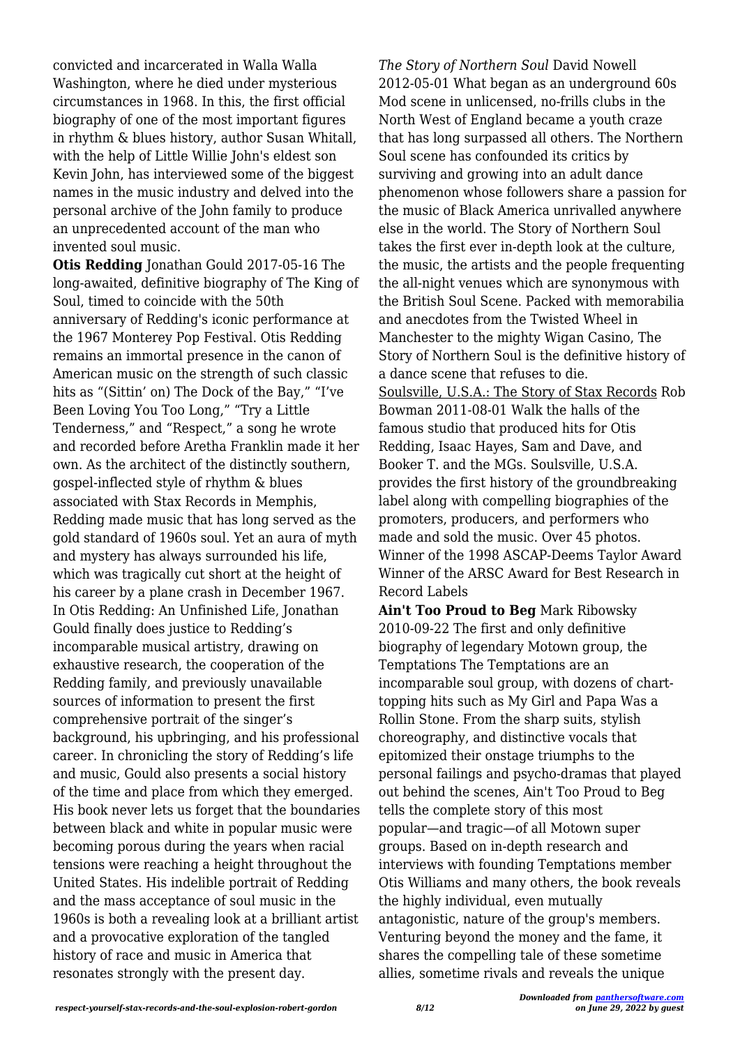convicted and incarcerated in Walla Walla Washington, where he died under mysterious circumstances in 1968. In this, the first official biography of one of the most important figures in rhythm & blues history, author Susan Whitall, with the help of Little Willie John's eldest son Kevin John, has interviewed some of the biggest names in the music industry and delved into the personal archive of the John family to produce an unprecedented account of the man who invented soul music.

**Otis Redding** Jonathan Gould 2017-05-16 The long-awaited, definitive biography of The King of Soul, timed to coincide with the 50th anniversary of Redding's iconic performance at the 1967 Monterey Pop Festival. Otis Redding remains an immortal presence in the canon of American music on the strength of such classic hits as "(Sittin' on) The Dock of the Bay," "I've Been Loving You Too Long," "Try a Little Tenderness," and "Respect," a song he wrote and recorded before Aretha Franklin made it her own. As the architect of the distinctly southern, gospel-inflected style of rhythm & blues associated with Stax Records in Memphis, Redding made music that has long served as the gold standard of 1960s soul. Yet an aura of myth and mystery has always surrounded his life, which was tragically cut short at the height of his career by a plane crash in December 1967. In Otis Redding: An Unfinished Life, Jonathan Gould finally does justice to Redding's incomparable musical artistry, drawing on exhaustive research, the cooperation of the Redding family, and previously unavailable sources of information to present the first comprehensive portrait of the singer's background, his upbringing, and his professional career. In chronicling the story of Redding's life and music, Gould also presents a social history of the time and place from which they emerged. His book never lets us forget that the boundaries between black and white in popular music were becoming porous during the years when racial tensions were reaching a height throughout the United States. His indelible portrait of Redding and the mass acceptance of soul music in the 1960s is both a revealing look at a brilliant artist and a provocative exploration of the tangled history of race and music in America that resonates strongly with the present day.

*The Story of Northern Soul* David Nowell 2012-05-01 What began as an underground 60s Mod scene in unlicensed, no-frills clubs in the North West of England became a youth craze that has long surpassed all others. The Northern Soul scene has confounded its critics by surviving and growing into an adult dance phenomenon whose followers share a passion for the music of Black America unrivalled anywhere else in the world. The Story of Northern Soul takes the first ever in-depth look at the culture, the music, the artists and the people frequenting the all-night venues which are synonymous with the British Soul Scene. Packed with memorabilia and anecdotes from the Twisted Wheel in Manchester to the mighty Wigan Casino, The Story of Northern Soul is the definitive history of a dance scene that refuses to die.

Soulsville, U.S.A.: The Story of Stax Records Rob Bowman 2011-08-01 Walk the halls of the famous studio that produced hits for Otis Redding, Isaac Hayes, Sam and Dave, and Booker T. and the MGs. Soulsville, U.S.A. provides the first history of the groundbreaking label along with compelling biographies of the promoters, producers, and performers who made and sold the music. Over 45 photos. Winner of the 1998 ASCAP-Deems Taylor Award Winner of the ARSC Award for Best Research in Record Labels

**Ain't Too Proud to Beg** Mark Ribowsky 2010-09-22 The first and only definitive biography of legendary Motown group, the Temptations The Temptations are an incomparable soul group, with dozens of chart-topping hits such as My Girl and Papa Was a Rollin Stone. From the sharp suits, stylish choreography, and distinctive vocals that epitomized their onstage triumphs to the personal failings and psycho-dramas that played out behind the scenes, Ain't Too Proud to Beg tells the complete story of this most popular—and tragic—of all Motown super groups. Based on in-depth research and interviews with founding Temptations member Otis Williams and many others, the book reveals the highly individual, even mutually antagonistic, nature of the group's members. Venturing beyond the money and the fame, it shares the compelling tale of these sometime allies, sometime rivals and reveals the unique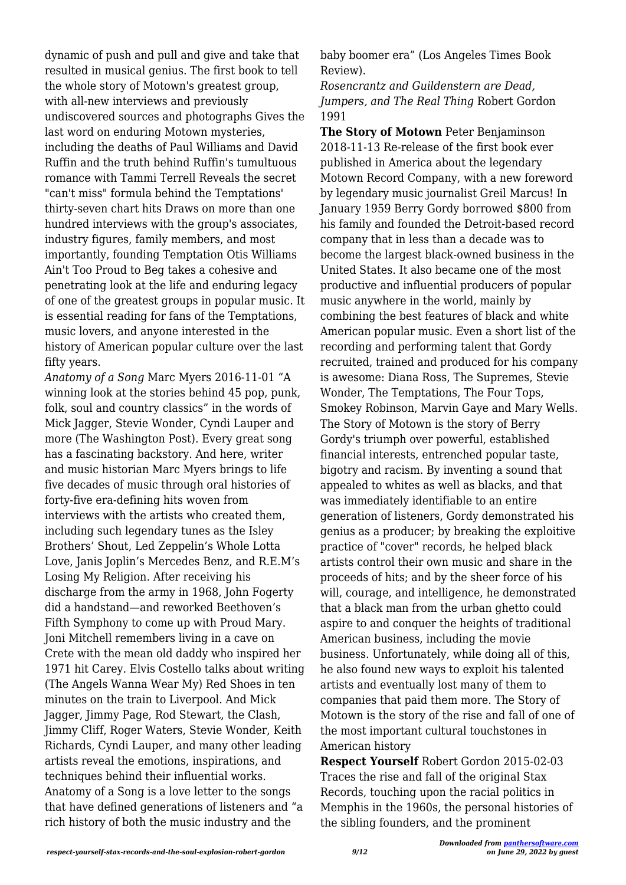dynamic of push and pull and give and take that resulted in musical genius. The first book to tell the whole story of Motown's greatest group, with all-new interviews and previously undiscovered sources and photographs Gives the last word on enduring Motown mysteries, including the deaths of Paul Williams and David Ruffin and the truth behind Ruffin's tumultuous romance with Tammi Terrell Reveals the secret "can't miss" formula behind the Temptations' thirty-seven chart hits Draws on more than one hundred interviews with the group's associates, industry figures, family members, and most importantly, founding Temptation Otis Williams Ain't Too Proud to Beg takes a cohesive and penetrating look at the life and enduring legacy of one of the greatest groups in popular music. It is essential reading for fans of the Temptations, music lovers, and anyone interested in the history of American popular culture over the last fifty years.

*Anatomy of a Song* Marc Myers 2016-11-01 "A winning look at the stories behind 45 pop, punk, folk, soul and country classics" in the words of Mick Jagger, Stevie Wonder, Cyndi Lauper and more (The Washington Post). Every great song has a fascinating backstory. And here, writer and music historian Marc Myers brings to life five decades of music through oral histories of forty-five era-defining hits woven from interviews with the artists who created them, including such legendary tunes as the Isley Brothers' Shout, Led Zeppelin's Whole Lotta Love, Janis Joplin's Mercedes Benz, and R.E.M's Losing My Religion. After receiving his discharge from the army in 1968, John Fogerty did a handstand—and reworked Beethoven's Fifth Symphony to come up with Proud Mary. Joni Mitchell remembers living in a cave on Crete with the mean old daddy who inspired her 1971 hit Carey. Elvis Costello talks about writing (The Angels Wanna Wear My) Red Shoes in ten minutes on the train to Liverpool. And Mick Jagger, Jimmy Page, Rod Stewart, the Clash, Jimmy Cliff, Roger Waters, Stevie Wonder, Keith Richards, Cyndi Lauper, and many other leading artists reveal the emotions, inspirations, and techniques behind their influential works. Anatomy of a Song is a love letter to the songs that have defined generations of listeners and "a rich history of both the music industry and the baby boomer era" (Los Angeles Times Book Review).

*Rosencrantz and Guildenstern are Dead, Jumpers, and The Real Thing* Robert Gordon 1991

**The Story of Motown** Peter Benjaminson 2018-11-13 Re-release of the first book ever published in America about the legendary Motown Record Company, with a new foreword by legendary music journalist Greil Marcus! In January 1959 Berry Gordy borrowed $800 from his family and founded the Detroit-based record company that in less than a decade was to become the largest black-owned business in the United States. It also became one of the most productive and influential producers of popular music anywhere in the world, mainly by combining the best features of black and white American popular music. Even a short list of the recording and performing talent that Gordy recruited, trained and produced for his company is awesome: Diana Ross, The Supremes, Stevie Wonder, The Temptations, The Four Tops, Smokey Robinson, Marvin Gaye and Mary Wells. The Story of Motown is the story of Berry Gordy's triumph over powerful, established financial interests, entrenched popular taste, bigotry and racism. By inventing a sound that appealed to whites as well as blacks, and that was immediately identifiable to an entire generation of listeners, Gordy demonstrated his genius as a producer; by breaking the exploitive practice of "cover" records, he helped black artists control their own music and share in the proceeds of hits; and by the sheer force of his will, courage, and intelligence, he demonstrated that a black man from the urban ghetto could aspire to and conquer the heights of traditional American business, including the movie business. Unfortunately, while doing all of this, he also found new ways to exploit his talented artists and eventually lost many of them to companies that paid them more. The Story of Motown is the story of the rise and fall of one of the most important cultural touchstones in American history

**Respect Yourself** Robert Gordon 2015-02-03 Traces the rise and fall of the original Stax Records, touching upon the racial politics in Memphis in the 1960s, the personal histories of the sibling founders, and the prominent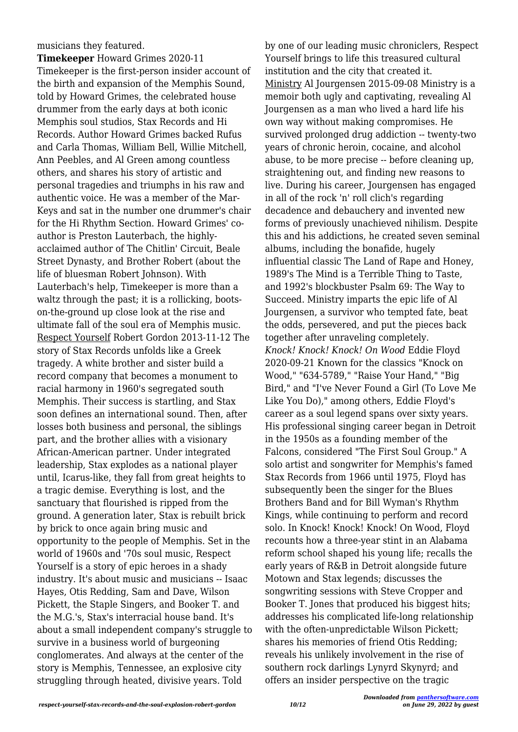musicians they featured.

**Timekeeper** Howard Grimes 2020-11 Timekeeper is the first-person insider account of the birth and expansion of the Memphis Sound, told by Howard Grimes, the celebrated house drummer from the early days at both iconic Memphis soul studios, Stax Records and Hi Records. Author Howard Grimes backed Rufus and Carla Thomas, William Bell, Willie Mitchell, Ann Peebles, and Al Green among countless others, and shares his story of artistic and personal tragedies and triumphs in his raw and authentic voice. He was a member of the Mar-Keys and sat in the number one drummer's chair for the Hi Rhythm Section. Howard Grimes' co-author is Preston Lauterbach, the highly-acclaimed author of The Chitlin' Circuit, Beale Street Dynasty, and Brother Robert (about the life of bluesman Robert Johnson). With Lauterbach's help, Timekeeper is more than a waltz through the past; it is a rollicking, boots-on-the-ground up close look at the rise and ultimate fall of the soul era of Memphis music.

Respect Yourself Robert Gordon 2013-11-12 The story of Stax Records unfolds like a Greek tragedy. A white brother and sister build a record company that becomes a monument to racial harmony in 1960's segregated south Memphis. Their success is startling, and Stax soon defines an international sound. Then, after losses both business and personal, the siblings part, and the brother allies with a visionary African-American partner. Under integrated leadership, Stax explodes as a national player until, Icarus-like, they fall from great heights to a tragic demise. Everything is lost, and the sanctuary that flourished is ripped from the ground. A generation later, Stax is rebuilt brick by brick to once again bring music and opportunity to the people of Memphis. Set in the world of 1960s and '70s soul music, Respect Yourself is a story of epic heroes in a shady industry. It's about music and musicians -- Isaac Hayes, Otis Redding, Sam and Dave, Wilson Pickett, the Staple Singers, and Booker T. and the M.G.'s, Stax's interracial house band. It's about a small independent company's struggle to survive in a business world of burgeoning conglomerates. And always at the center of the story is Memphis, Tennessee, an explosive city struggling through heated, divisive years. Told by one of our leading music chroniclers, Respect Yourself brings to life this treasured cultural institution and the city that created it.

Ministry Al Jourgensen 2015-09-08 Ministry is a memoir both ugly and captivating, revealing Al Jourgensen as a man who lived a hard life his own way without making compromises. He survived prolonged drug addiction -- twenty-two years of chronic heroin, cocaine, and alcohol abuse, to be more precise -- before cleaning up, straightening out, and finding new reasons to live. During his career, Jourgensen has engaged in all of the rock 'n' roll clich's regarding decadence and debauchery and invented new forms of previously unachieved nihilism. Despite this and his addictions, he created seven seminal albums, including the bonafide, hugely influential classic The Land of Rape and Honey, 1989's The Mind is a Terrible Thing to Taste, and 1992's blockbuster Psalm 69: The Way to Succeed. Ministry imparts the epic life of Al Jourgensen, a survivor who tempted fate, beat the odds, persevered, and put the pieces back together after unraveling completely.

*Knock! Knock! Knock! On Wood* Eddie Floyd 2020-09-21 Known for the classics "Knock on Wood," "634-5789," "Raise Your Hand," "Big Bird," and "I've Never Found a Girl (To Love Me Like You Do)," among others, Eddie Floyd's career as a soul legend spans over sixty years. His professional singing career began in Detroit in the 1950s as a founding member of the Falcons, considered "The First Soul Group." A solo artist and songwriter for Memphis's famed Stax Records from 1966 until 1975, Floyd has subsequently been the singer for the Blues Brothers Band and for Bill Wyman's Rhythm Kings, while continuing to perform and record solo. In Knock! Knock! Knock! On Wood, Floyd recounts how a three-year stint in an Alabama reform school shaped his young life; recalls the early years of R&B in Detroit alongside future Motown and Stax legends; discusses the songwriting sessions with Steve Cropper and Booker T. Jones that produced his biggest hits; addresses his complicated life-long relationship with the often-unpredictable Wilson Pickett; shares his memories of friend Otis Redding; reveals his unlikely involvement in the rise of southern rock darlings Lynyrd Skynyrd; and offers an insider perspective on the tragic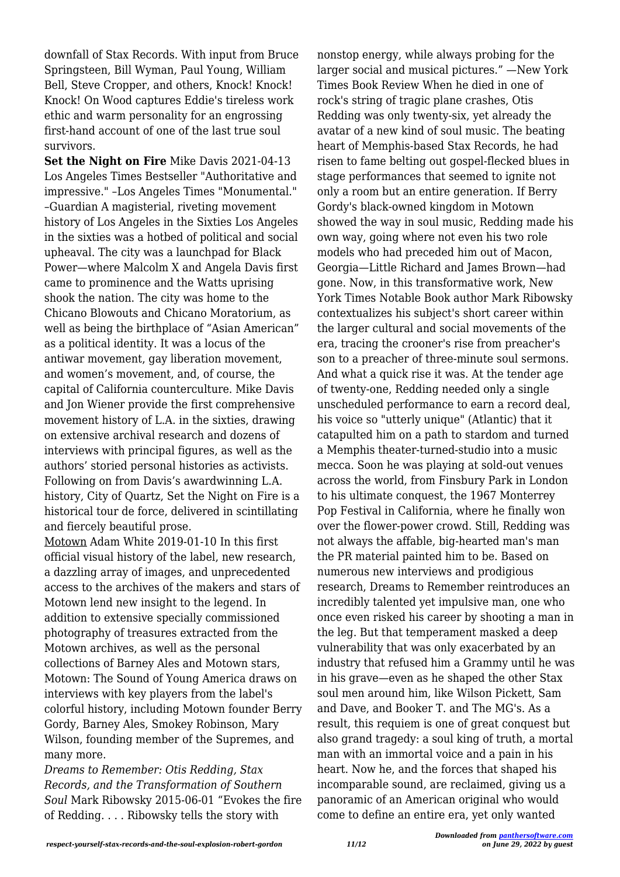downfall of Stax Records. With input from Bruce Springsteen, Bill Wyman, Paul Young, William Bell, Steve Cropper, and others, Knock! Knock! Knock! On Wood captures Eddie's tireless work ethic and warm personality for an engrossing first-hand account of one of the last true soul survivors.

**Set the Night on Fire** Mike Davis 2021-04-13 Los Angeles Times Bestseller "Authoritative and impressive." –Los Angeles Times "Monumental." –Guardian A magisterial, riveting movement history of Los Angeles in the Sixties Los Angeles in the sixties was a hotbed of political and social upheaval. The city was a launchpad for Black Power—where Malcolm X and Angela Davis first came to prominence and the Watts uprising shook the nation. The city was home to the Chicano Blowouts and Chicano Moratorium, as well as being the birthplace of "Asian American" as a political identity. It was a locus of the antiwar movement, gay liberation movement, and women's movement, and, of course, the capital of California counterculture. Mike Davis and Jon Wiener provide the first comprehensive movement history of L.A. in the sixties, drawing on extensive archival research and dozens of interviews with principal figures, as well as the authors' storied personal histories as activists. Following on from Davis's awardwinning L.A. history, City of Quartz, Set the Night on Fire is a historical tour de force, delivered in scintillating and fiercely beautiful prose.

Motown Adam White 2019-01-10 In this first official visual history of the label, new research, a dazzling array of images, and unprecedented access to the archives of the makers and stars of Motown lend new insight to the legend. In addition to extensive specially commissioned photography of treasures extracted from the Motown archives, as well as the personal collections of Barney Ales and Motown stars, Motown: The Sound of Young America draws on interviews with key players from the label's colorful history, including Motown founder Berry Gordy, Barney Ales, Smokey Robinson, Mary Wilson, founding member of the Supremes, and many more.

*Dreams to Remember: Otis Redding, Stax Records, and the Transformation of Southern Soul* Mark Ribowsky 2015-06-01 "Evokes the fire of Redding. . . . Ribowsky tells the story with nonstop energy, while always probing for the larger social and musical pictures." —New York Times Book Review When he died in one of rock's string of tragic plane crashes, Otis Redding was only twenty-six, yet already the avatar of a new kind of soul music. The beating heart of Memphis-based Stax Records, he had risen to fame belting out gospel-flecked blues in stage performances that seemed to ignite not only a room but an entire generation. If Berry Gordy's black-owned kingdom in Motown showed the way in soul music, Redding made his own way, going where not even his two role models who had preceded him out of Macon, Georgia—Little Richard and James Brown—had gone. Now, in this transformative work, New York Times Notable Book author Mark Ribowsky contextualizes his subject's short career within the larger cultural and social movements of the era, tracing the crooner's rise from preacher's son to a preacher of three-minute soul sermons. And what a quick rise it was. At the tender age of twenty-one, Redding needed only a single unscheduled performance to earn a record deal, his voice so "utterly unique" (Atlantic) that it catapulted him on a path to stardom and turned a Memphis theater-turned-studio into a music mecca. Soon he was playing at sold-out venues across the world, from Finsbury Park in London to his ultimate conquest, the 1967 Monterrey Pop Festival in California, where he finally won over the flower-power crowd. Still, Redding was not always the affable, big-hearted man's man the PR material painted him to be. Based on numerous new interviews and prodigious research, Dreams to Remember reintroduces an incredibly talented yet impulsive man, one who once even risked his career by shooting a man in the leg. But that temperament masked a deep vulnerability that was only exacerbated by an industry that refused him a Grammy until he was in his grave—even as he shaped the other Stax soul men around him, like Wilson Pickett, Sam and Dave, and Booker T. and The MG's. As a result, this requiem is one of great conquest but also grand tragedy: a soul king of truth, a mortal man with an immortal voice and a pain in his heart. Now he, and the forces that shaped his incomparable sound, are reclaimed, giving us a panoramic of an American original who would come to define an entire era, yet only wanted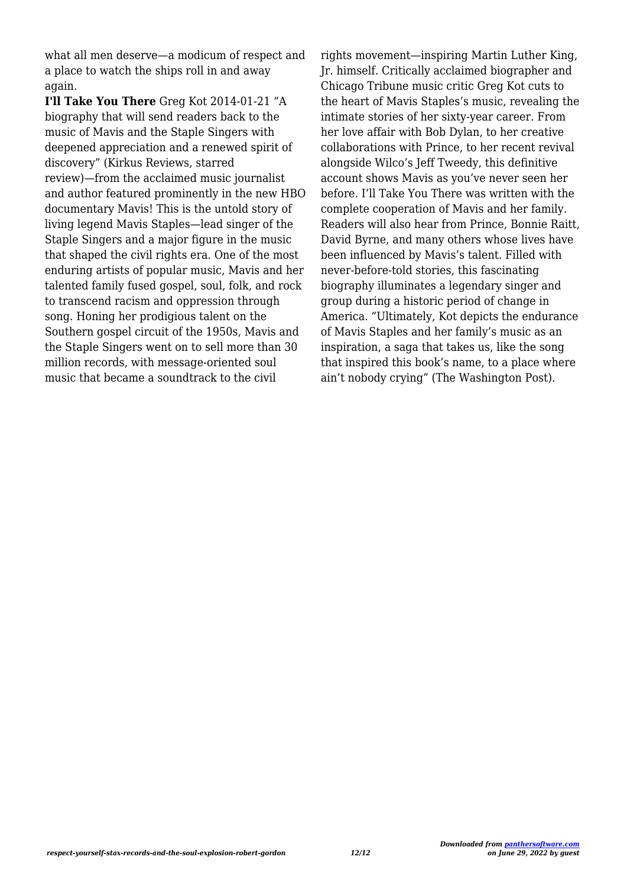what all men deserve—a modicum of respect and a place to watch the ships roll in and away again.

**I'll Take You There** Greg Kot 2014-01-21 "A biography that will send readers back to the music of Mavis and the Staple Singers with deepened appreciation and a renewed spirit of discovery" (Kirkus Reviews, starred review)—from the acclaimed music journalist and author featured prominently in the new HBO documentary Mavis! This is the untold story of living legend Mavis Staples—lead singer of the Staple Singers and a major figure in the music that shaped the civil rights era. One of the most enduring artists of popular music, Mavis and her talented family fused gospel, soul, folk, and rock to transcend racism and oppression through song. Honing her prodigious talent on the Southern gospel circuit of the 1950s, Mavis and the Staple Singers went on to sell more than 30 million records, with message-oriented soul music that became a soundtrack to the civil rights movement—inspiring Martin Luther King, Jr. himself. Critically acclaimed biographer and Chicago Tribune music critic Greg Kot cuts to the heart of Mavis Staples's music, revealing the intimate stories of her sixty-year career. From her love affair with Bob Dylan, to her creative collaborations with Prince, to her recent revival alongside Wilco's Jeff Tweedy, this definitive account shows Mavis as you've never seen her before. I'll Take You There was written with the complete cooperation of Mavis and her family. Readers will also hear from Prince, Bonnie Raitt, David Byrne, and many others whose lives have been influenced by Mavis's talent. Filled with never-before-told stories, this fascinating biography illuminates a legendary singer and group during a historic period of change in America. "Ultimately, Kot depicts the endurance of Mavis Staples and her family's music as an inspiration, a saga that takes us, like the song that inspired this book's name, to a place where ain't nobody crying" (The Washington Post).